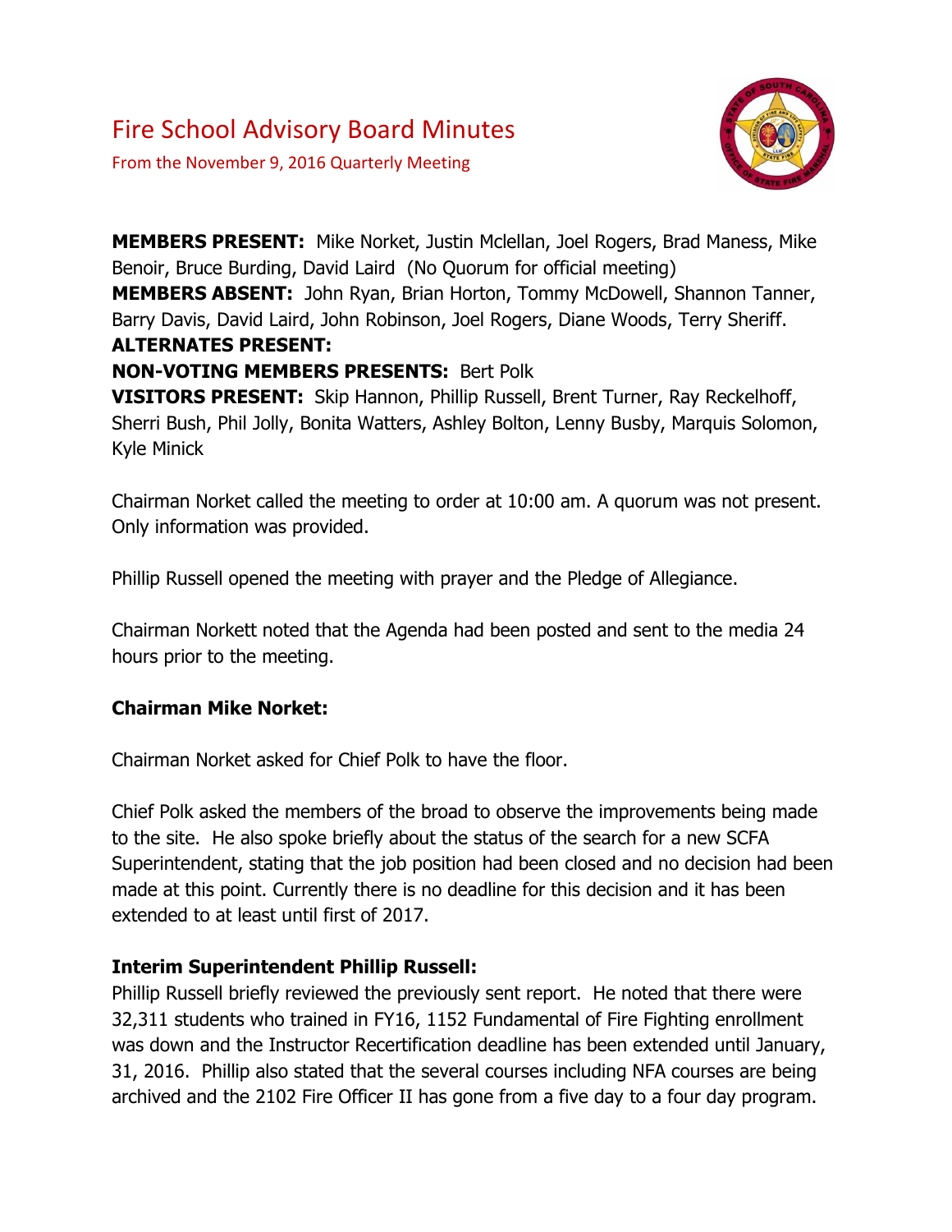# Fire School Advisory Board Minutes

From the November 9, 2016 Quarterly Meeting

**MEMBERS PRESENT:** Mike Norket, Justin Mclellan, Joel Rogers, Brad Maness, Mike Benoir, Bruce Burding, David Laird (No Quorum for official meeting)
**MEMBERS ABSENT:** John Ryan, Brian Horton, Tommy McDowell, Shannon Tanner, Barry Davis, David Laird, John Robinson, Joel Rogers, Diane Woods, Terry Sheriff.
**ALTERNATES PRESENT:**
**NON-VOTING MEMBERS PRESENTS:** Bert Polk
**VISITORS PRESENT:** Skip Hannon, Phillip Russell, Brent Turner, Ray Reckelhoff, Sherri Bush, Phil Jolly, Bonita Watters, Ashley Bolton, Lenny Busby, Marquis Solomon, Kyle Minick

Chairman Norket called the meeting to order at 10:00 am. A quorum was not present. Only information was provided.

Phillip Russell opened the meeting with prayer and the Pledge of Allegiance.

Chairman Norkett noted that the Agenda had been posted and sent to the media 24 hours prior to the meeting.

**Chairman Mike Norket:**

Chairman Norket asked for Chief Polk to have the floor.

Chief Polk asked the members of the broad to observe the improvements being made to the site. He also spoke briefly about the status of the search for a new SCFA Superintendent, stating that the job position had been closed and no decision had been made at this point. Currently there is no deadline for this decision and it has been extended to at least until first of 2017.

**Interim Superintendent Phillip Russell:**
Phillip Russell briefly reviewed the previously sent report. He noted that there were 32,311 students who trained in FY16, 1152 Fundamental of Fire Fighting enrollment was down and the Instructor Recertification deadline has been extended until January, 31, 2016. Phillip also stated that the several courses including NFA courses are being archived and the 2102 Fire Officer II has gone from a five day to a four day program.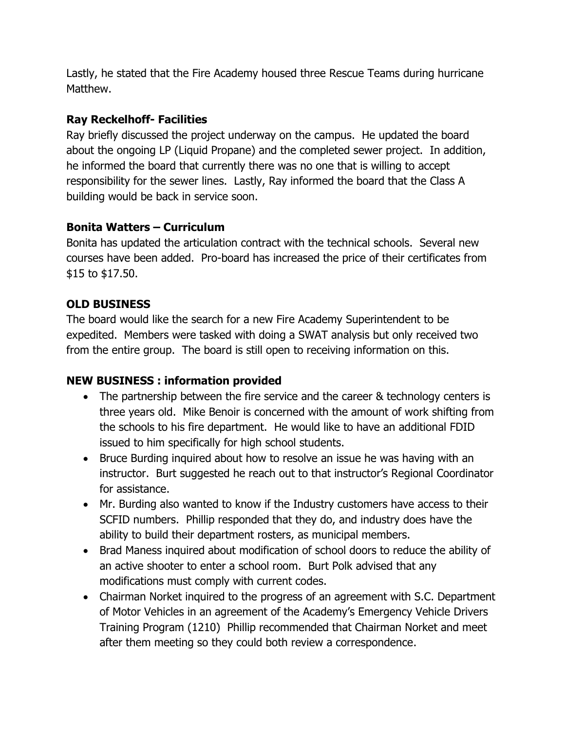Lastly, he stated that the Fire Academy housed three Rescue Teams during hurricane Matthew.

**Ray Reckelhoff- Facilities**

Ray briefly discussed the project underway on the campus. He updated the board about the ongoing LP (Liquid Propane) and the completed sewer project. In addition, he informed the board that currently there was no one that is willing to accept responsibility for the sewer lines. Lastly, Ray informed the board that the Class A building would be back in service soon.

**Bonita Watters – Curriculum**

Bonita has updated the articulation contract with the technical schools. Several new courses have been added. Pro-board has increased the price of their certificates from $15 to $17.50.

**OLD BUSINESS**

The board would like the search for a new Fire Academy Superintendent to be expedited. Members were tasked with doing a SWAT analysis but only received two from the entire group. The board is still open to receiving information on this.

**NEW BUSINESS : information provided**

- The partnership between the fire service and the career & technology centers is three years old. Mike Benoir is concerned with the amount of work shifting from the schools to his fire department. He would like to have an additional FDID issued to him specifically for high school students.
- Bruce Burding inquired about how to resolve an issue he was having with an instructor. Burt suggested he reach out to that instructor's Regional Coordinator for assistance.
- Mr. Burding also wanted to know if the Industry customers have access to their SCFID numbers. Phillip responded that they do, and industry does have the ability to build their department rosters, as municipal members.
- Brad Maness inquired about modification of school doors to reduce the ability of an active shooter to enter a school room. Burt Polk advised that any modifications must comply with current codes.
- Chairman Norket inquired to the progress of an agreement with S.C. Department of Motor Vehicles in an agreement of the Academy's Emergency Vehicle Drivers Training Program (1210) Phillip recommended that Chairman Norket and meet after them meeting so they could both review a correspondence.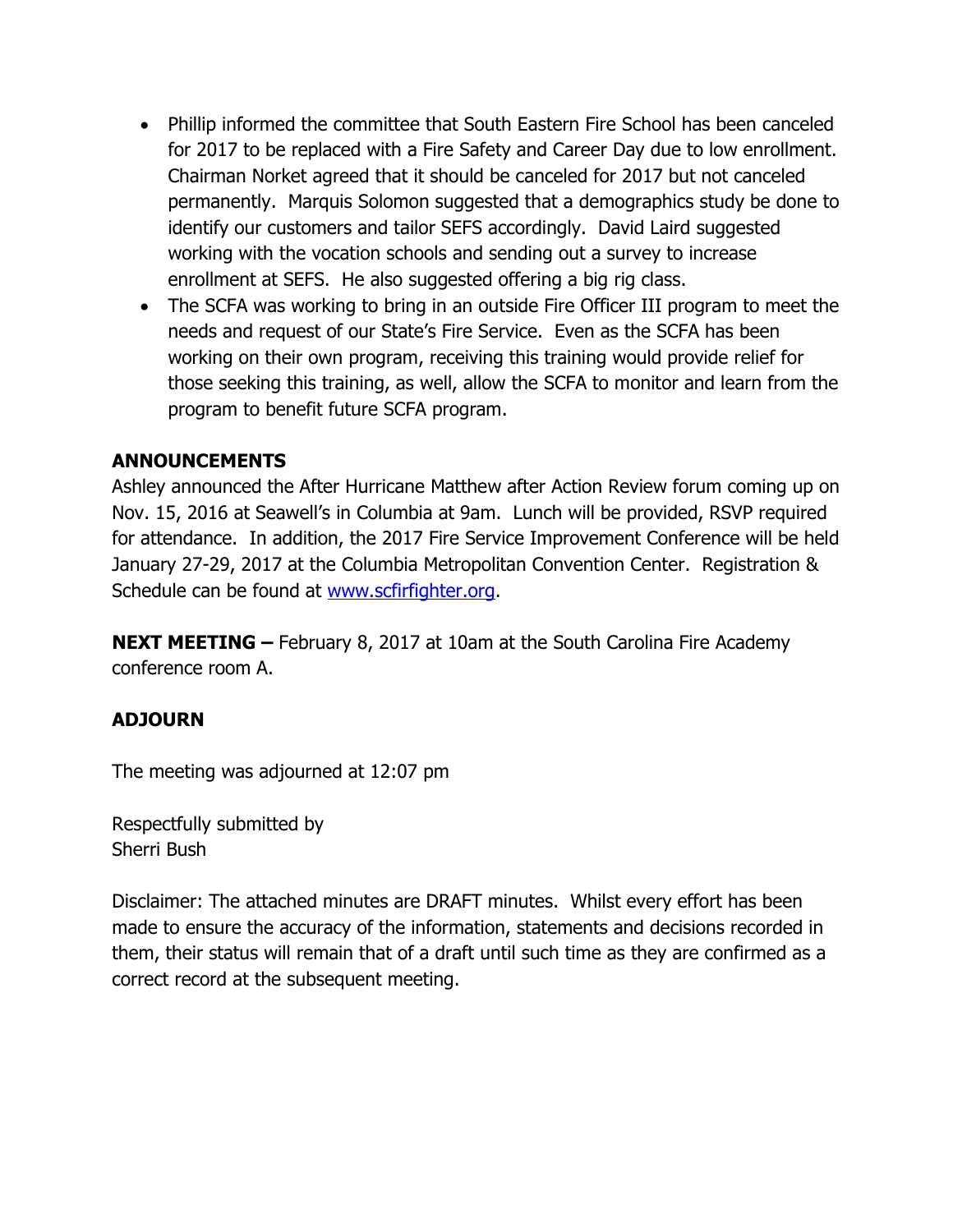- Phillip informed the committee that South Eastern Fire School has been canceled for 2017 to be replaced with a Fire Safety and Career Day due to low enrollment. Chairman Norket agreed that it should be canceled for 2017 but not canceled permanently. Marquis Solomon suggested that a demographics study be done to identify our customers and tailor SEFS accordingly. David Laird suggested working with the vocation schools and sending out a survey to increase enrollment at SEFS. He also suggested offering a big rig class.
- The SCFA was working to bring in an outside Fire Officer III program to meet the needs and request of our State's Fire Service. Even as the SCFA has been working on their own program, receiving this training would provide relief for those seeking this training, as well, allow the SCFA to monitor and learn from the program to benefit future SCFA program.

**ANNOUNCEMENTS**
Ashley announced the After Hurricane Matthew after Action Review forum coming up on Nov. 15, 2016 at Seawell's in Columbia at 9am. Lunch will be provided, RSVP required for attendance. In addition, the 2017 Fire Service Improvement Conference will be held January 27-29, 2017 at the Columbia Metropolitan Convention Center. Registration & Schedule can be found at www.scfirfighter.org.

**NEXT MEETING –** February 8, 2017 at 10am at the South Carolina Fire Academy conference room A.

**ADJOURN**

The meeting was adjourned at 12:07 pm

Respectfully submitted by
Sherri Bush

Disclaimer: The attached minutes are DRAFT minutes. Whilst every effort has been made to ensure the accuracy of the information, statements and decisions recorded in them, their status will remain that of a draft until such time as they are confirmed as a correct record at the subsequent meeting.